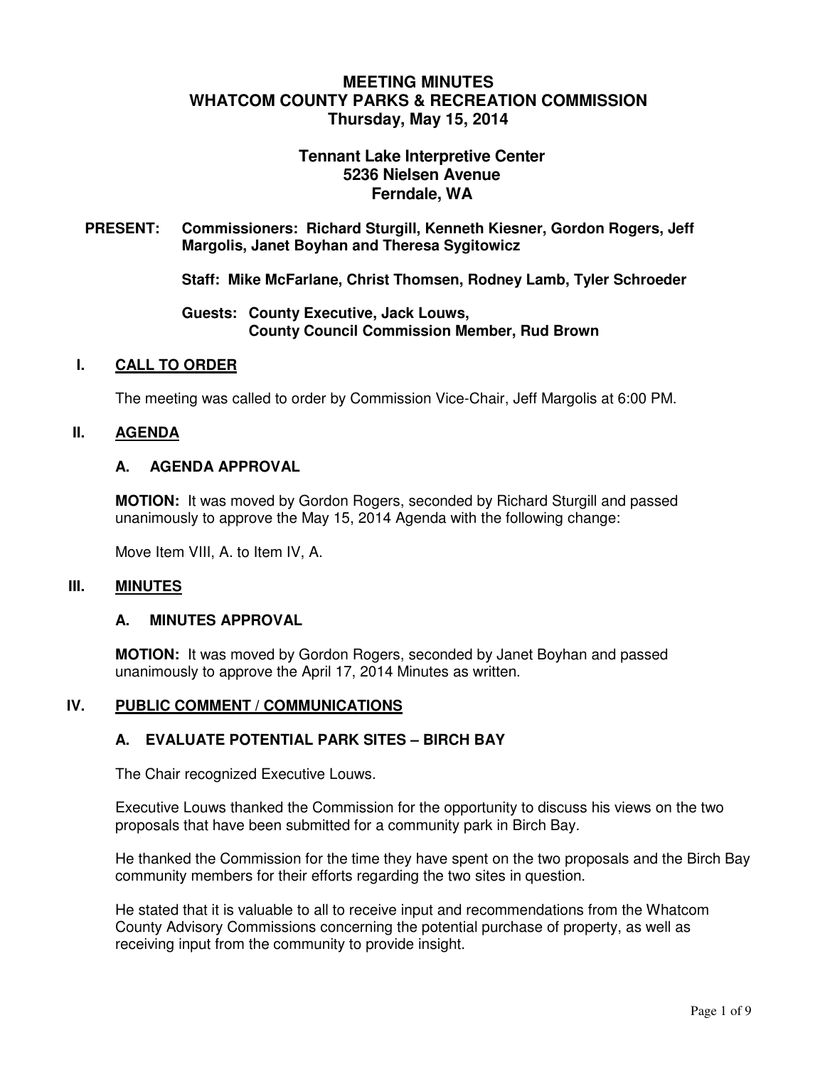# MEETING MINUTES
# WHATCOM COUNTY PARKS & RECREATION COMMISSION
## Thursday, May 15, 2014

### Tennant Lake Interpretive Center
### 5236 Nielsen Avenue
### Ferndale, WA

**PRESENT: Commissioners: Richard Sturgill, Kenneth Kiesner, Gordon Rogers, Jeff Margolis, Janet Boyhan and Theresa Sygitowicz**

**Staff: Mike McFarlane, Christ Thomsen, Rodney Lamb, Tyler Schroeder**

**Guests: County Executive, Jack Louws,**
**County Council Commission Member, Rud Brown**

## I. CALL TO ORDER

The meeting was called to order by Commission Vice-Chair, Jeff Margolis at 6:00 PM.

## II. AGENDA

### A. AGENDA APPROVAL

**MOTION:** It was moved by Gordon Rogers, seconded by Richard Sturgill and passed unanimously to approve the May 15, 2014 Agenda with the following change:

Move Item VIII, A. to Item IV, A.

## III. MINUTES

### A. MINUTES APPROVAL

**MOTION:** It was moved by Gordon Rogers, seconded by Janet Boyhan and passed unanimously to approve the April 17, 2014 Minutes as written.

## IV. PUBLIC COMMENT / COMMUNICATIONS

### A. EVALUATE POTENTIAL PARK SITES – BIRCH BAY

The Chair recognized Executive Louws.

Executive Louws thanked the Commission for the opportunity to discuss his views on the two proposals that have been submitted for a community park in Birch Bay.

He thanked the Commission for the time they have spent on the two proposals and the Birch Bay community members for their efforts regarding the two sites in question.

He stated that it is valuable to all to receive input and recommendations from the Whatcom County Advisory Commissions concerning the potential purchase of property, as well as receiving input from the community to provide insight.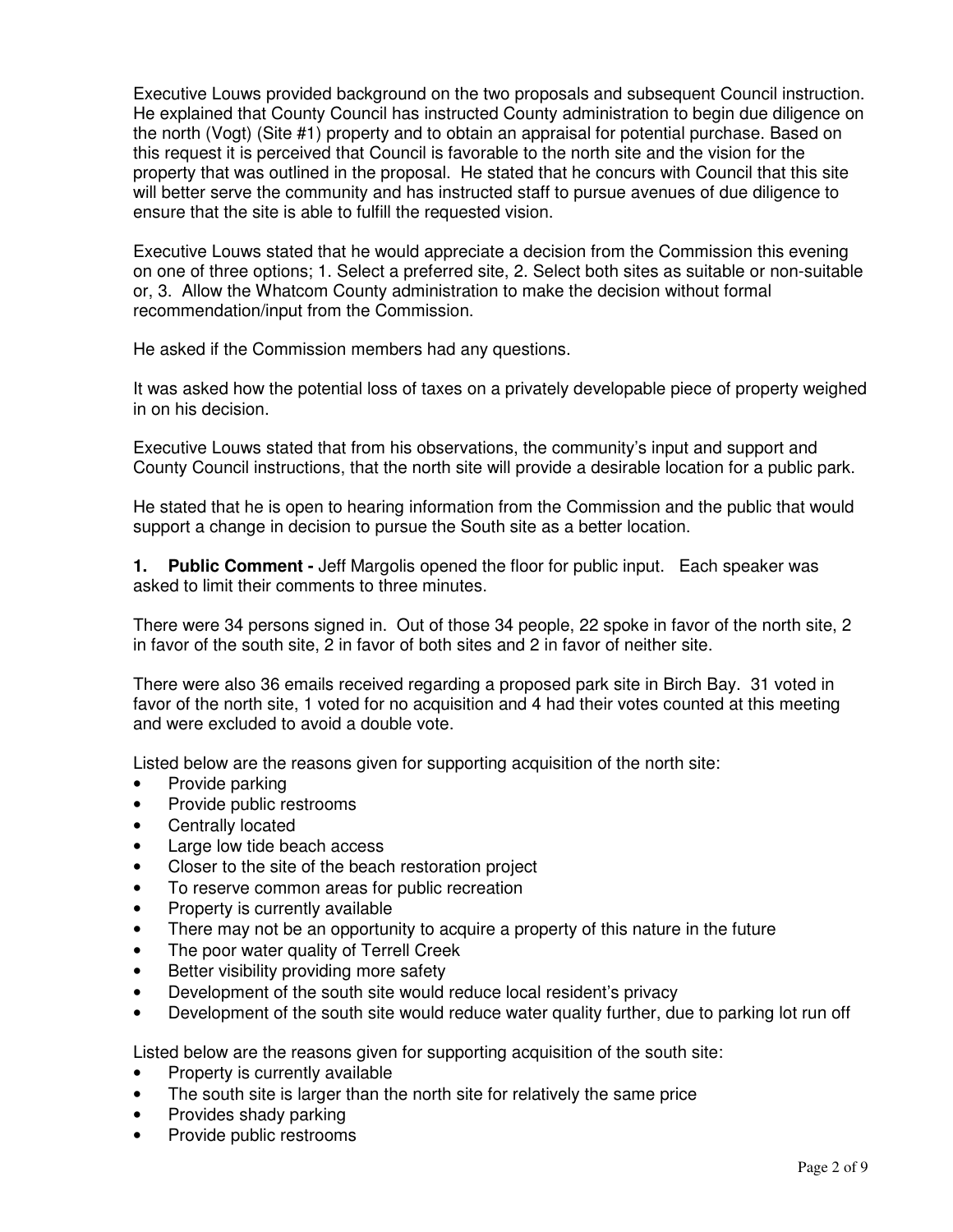Executive Louws provided background on the two proposals and subsequent Council instruction. He explained that County Council has instructed County administration to begin due diligence on the north (Vogt) (Site #1) property and to obtain an appraisal for potential purchase. Based on this request it is perceived that Council is favorable to the north site and the vision for the property that was outlined in the proposal. He stated that he concurs with Council that this site will better serve the community and has instructed staff to pursue avenues of due diligence to ensure that the site is able to fulfill the requested vision.

Executive Louws stated that he would appreciate a decision from the Commission this evening on one of three options; 1. Select a preferred site, 2. Select both sites as suitable or non-suitable or, 3. Allow the Whatcom County administration to make the decision without formal recommendation/input from the Commission.

He asked if the Commission members had any questions.

It was asked how the potential loss of taxes on a privately developable piece of property weighed in on his decision.

Executive Louws stated that from his observations, the community's input and support and County Council instructions, that the north site will provide a desirable location for a public park.

He stated that he is open to hearing information from the Commission and the public that would support a change in decision to pursue the South site as a better location.

**1. Public Comment -** Jeff Margolis opened the floor for public input. Each speaker was asked to limit their comments to three minutes.

There were 34 persons signed in. Out of those 34 people, 22 spoke in favor of the north site, 2 in favor of the south site, 2 in favor of both sites and 2 in favor of neither site.

There were also 36 emails received regarding a proposed park site in Birch Bay. 31 voted in favor of the north site, 1 voted for no acquisition and 4 had their votes counted at this meeting and were excluded to avoid a double vote.

Listed below are the reasons given for supporting acquisition of the north site:

- Provide parking
- Provide public restrooms
- Centrally located
- Large low tide beach access
- Closer to the site of the beach restoration project
- To reserve common areas for public recreation
- Property is currently available
- There may not be an opportunity to acquire a property of this nature in the future
- The poor water quality of Terrell Creek
- Better visibility providing more safety
- Development of the south site would reduce local resident's privacy
- Development of the south site would reduce water quality further, due to parking lot run off

Listed below are the reasons given for supporting acquisition of the south site:

- Property is currently available
- The south site is larger than the north site for relatively the same price
- Provides shady parking
- Provide public restrooms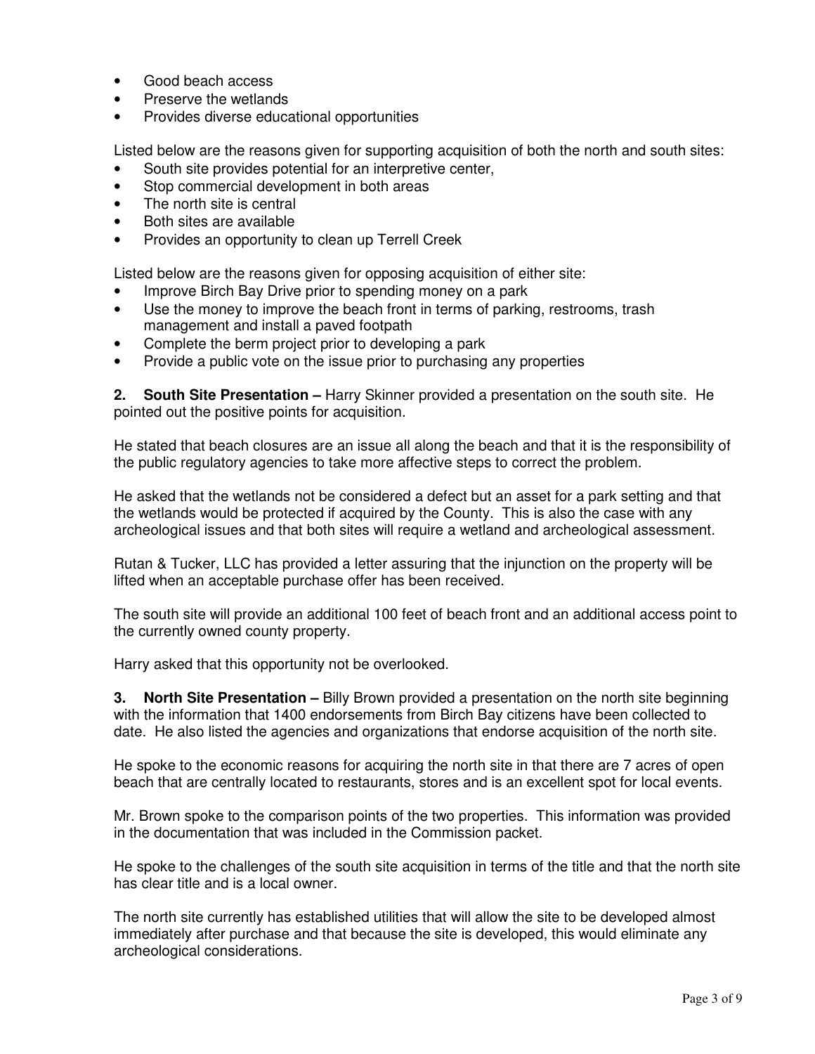- Good beach access
- Preserve the wetlands
- Provides diverse educational opportunities

Listed below are the reasons given for supporting acquisition of both the north and south sites:

- South site provides potential for an interpretive center,
- Stop commercial development in both areas
- The north site is central
- Both sites are available
- Provides an opportunity to clean up Terrell Creek

Listed below are the reasons given for opposing acquisition of either site:

- Improve Birch Bay Drive prior to spending money on a park
- Use the money to improve the beach front in terms of parking, restrooms, trash management and install a paved footpath
- Complete the berm project prior to developing a park
- Provide a public vote on the issue prior to purchasing any properties

**2. South Site Presentation –** Harry Skinner provided a presentation on the south site. He pointed out the positive points for acquisition.

He stated that beach closures are an issue all along the beach and that it is the responsibility of the public regulatory agencies to take more affective steps to correct the problem.

He asked that the wetlands not be considered a defect but an asset for a park setting and that the wetlands would be protected if acquired by the County. This is also the case with any archeological issues and that both sites will require a wetland and archeological assessment.

Rutan & Tucker, LLC has provided a letter assuring that the injunction on the property will be lifted when an acceptable purchase offer has been received.

The south site will provide an additional 100 feet of beach front and an additional access point to the currently owned county property.

Harry asked that this opportunity not be overlooked.

**3. North Site Presentation –** Billy Brown provided a presentation on the north site beginning with the information that 1400 endorsements from Birch Bay citizens have been collected to date. He also listed the agencies and organizations that endorse acquisition of the north site.

He spoke to the economic reasons for acquiring the north site in that there are 7 acres of open beach that are centrally located to restaurants, stores and is an excellent spot for local events.

Mr. Brown spoke to the comparison points of the two properties. This information was provided in the documentation that was included in the Commission packet.

He spoke to the challenges of the south site acquisition in terms of the title and that the north site has clear title and is a local owner.

The north site currently has established utilities that will allow the site to be developed almost immediately after purchase and that because the site is developed, this would eliminate any archeological considerations.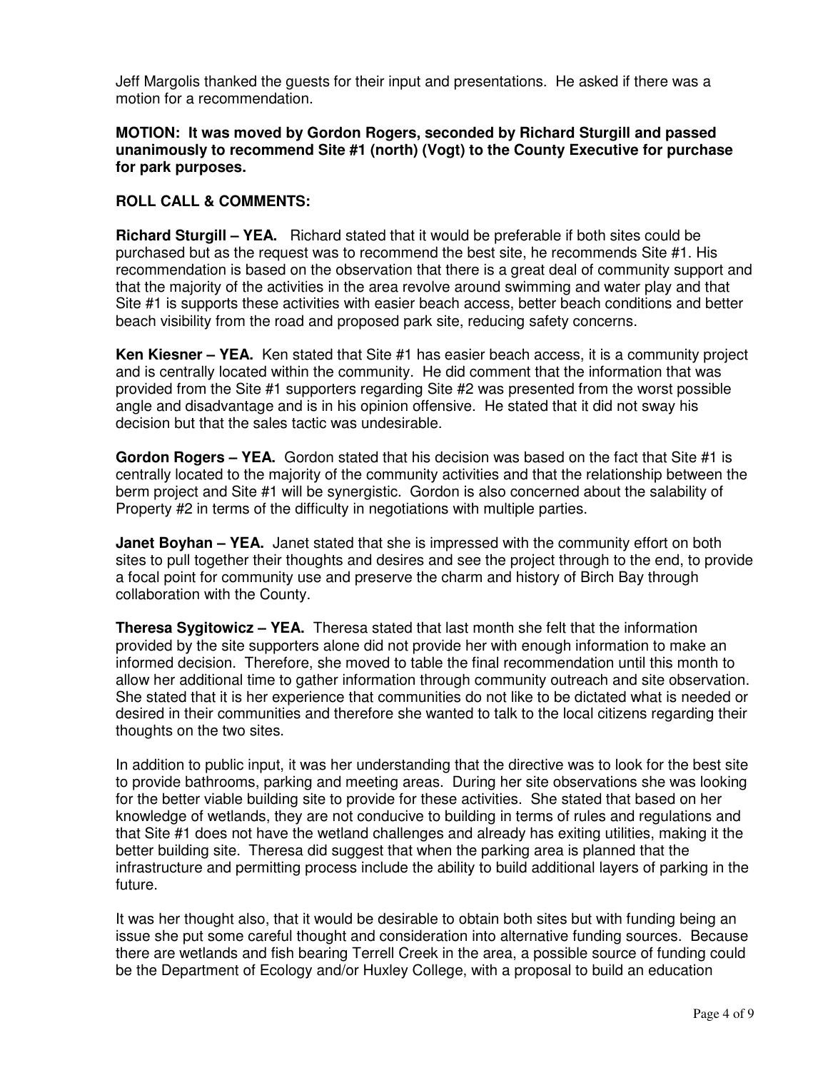Jeff Margolis thanked the guests for their input and presentations. He asked if there was a motion for a recommendation.

**MOTION: It was moved by Gordon Rogers, seconded by Richard Sturgill and passed unanimously to recommend Site #1 (north) (Vogt) to the County Executive for purchase for park purposes.**

**ROLL CALL & COMMENTS:**

**Richard Sturgill – YEA.** Richard stated that it would be preferable if both sites could be purchased but as the request was to recommend the best site, he recommends Site #1. His recommendation is based on the observation that there is a great deal of community support and that the majority of the activities in the area revolve around swimming and water play and that Site #1 is supports these activities with easier beach access, better beach conditions and better beach visibility from the road and proposed park site, reducing safety concerns.

**Ken Kiesner – YEA.** Ken stated that Site #1 has easier beach access, it is a community project and is centrally located within the community. He did comment that the information that was provided from the Site #1 supporters regarding Site #2 was presented from the worst possible angle and disadvantage and is in his opinion offensive. He stated that it did not sway his decision but that the sales tactic was undesirable.

**Gordon Rogers – YEA.** Gordon stated that his decision was based on the fact that Site #1 is centrally located to the majority of the community activities and that the relationship between the berm project and Site #1 will be synergistic. Gordon is also concerned about the salability of Property #2 in terms of the difficulty in negotiations with multiple parties.

**Janet Boyhan – YEA.** Janet stated that she is impressed with the community effort on both sites to pull together their thoughts and desires and see the project through to the end, to provide a focal point for community use and preserve the charm and history of Birch Bay through collaboration with the County.

**Theresa Sygitowicz – YEA.** Theresa stated that last month she felt that the information provided by the site supporters alone did not provide her with enough information to make an informed decision. Therefore, she moved to table the final recommendation until this month to allow her additional time to gather information through community outreach and site observation. She stated that it is her experience that communities do not like to be dictated what is needed or desired in their communities and therefore she wanted to talk to the local citizens regarding their thoughts on the two sites.

In addition to public input, it was her understanding that the directive was to look for the best site to provide bathrooms, parking and meeting areas. During her site observations she was looking for the better viable building site to provide for these activities. She stated that based on her knowledge of wetlands, they are not conducive to building in terms of rules and regulations and that Site #1 does not have the wetland challenges and already has exiting utilities, making it the better building site. Theresa did suggest that when the parking area is planned that the infrastructure and permitting process include the ability to build additional layers of parking in the future.

It was her thought also, that it would be desirable to obtain both sites but with funding being an issue she put some careful thought and consideration into alternative funding sources. Because there are wetlands and fish bearing Terrell Creek in the area, a possible source of funding could be the Department of Ecology and/or Huxley College, with a proposal to build an education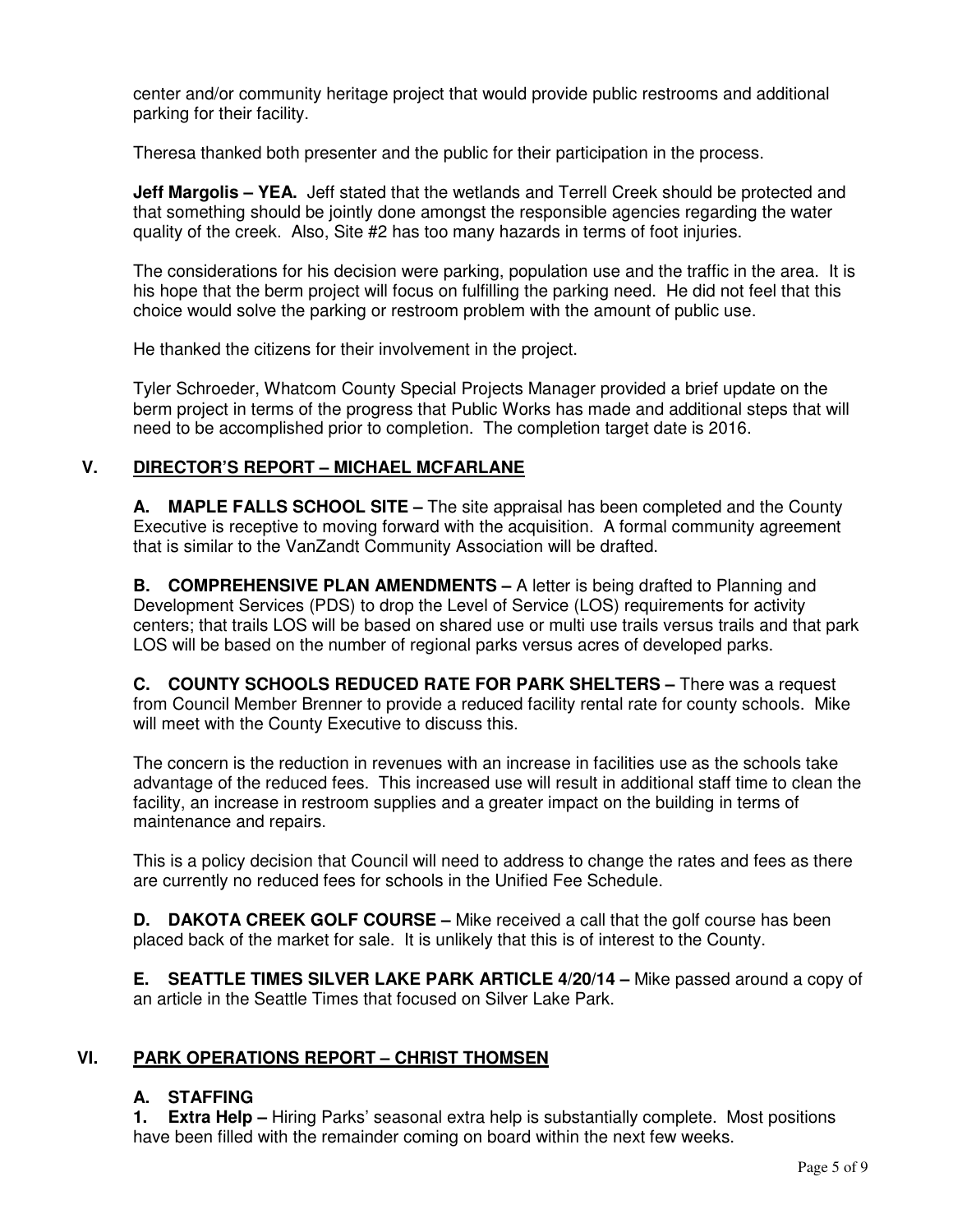center and/or community heritage project that would provide public restrooms and additional parking for their facility.

Theresa thanked both presenter and the public for their participation in the process.

**Jeff Margolis – YEA.** Jeff stated that the wetlands and Terrell Creek should be protected and that something should be jointly done amongst the responsible agencies regarding the water quality of the creek. Also, Site #2 has too many hazards in terms of foot injuries.

The considerations for his decision were parking, population use and the traffic in the area. It is his hope that the berm project will focus on fulfilling the parking need. He did not feel that this choice would solve the parking or restroom problem with the amount of public use.

He thanked the citizens for their involvement in the project.

Tyler Schroeder, Whatcom County Special Projects Manager provided a brief update on the berm project in terms of the progress that Public Works has made and additional steps that will need to be accomplished prior to completion. The completion target date is 2016.

## V. DIRECTOR'S REPORT – MICHAEL MCFARLANE

**A. MAPLE FALLS SCHOOL SITE –** The site appraisal has been completed and the County Executive is receptive to moving forward with the acquisition. A formal community agreement that is similar to the VanZandt Community Association will be drafted.

**B. COMPREHENSIVE PLAN AMENDMENTS –** A letter is being drafted to Planning and Development Services (PDS) to drop the Level of Service (LOS) requirements for activity centers; that trails LOS will be based on shared use or multi use trails versus trails and that park LOS will be based on the number of regional parks versus acres of developed parks.

**C. COUNTY SCHOOLS REDUCED RATE FOR PARK SHELTERS –** There was a request from Council Member Brenner to provide a reduced facility rental rate for county schools. Mike will meet with the County Executive to discuss this.

The concern is the reduction in revenues with an increase in facilities use as the schools take advantage of the reduced fees. This increased use will result in additional staff time to clean the facility, an increase in restroom supplies and a greater impact on the building in terms of maintenance and repairs.

This is a policy decision that Council will need to address to change the rates and fees as there are currently no reduced fees for schools in the Unified Fee Schedule.

**D. DAKOTA CREEK GOLF COURSE –** Mike received a call that the golf course has been placed back of the market for sale. It is unlikely that this is of interest to the County.

**E. SEATTLE TIMES SILVER LAKE PARK ARTICLE 4/20/14 –** Mike passed around a copy of an article in the Seattle Times that focused on Silver Lake Park.

## VI. PARK OPERATIONS REPORT – CHRIST THOMSEN

### A. STAFFING

**1. Extra Help –** Hiring Parks' seasonal extra help is substantially complete. Most positions have been filled with the remainder coming on board within the next few weeks.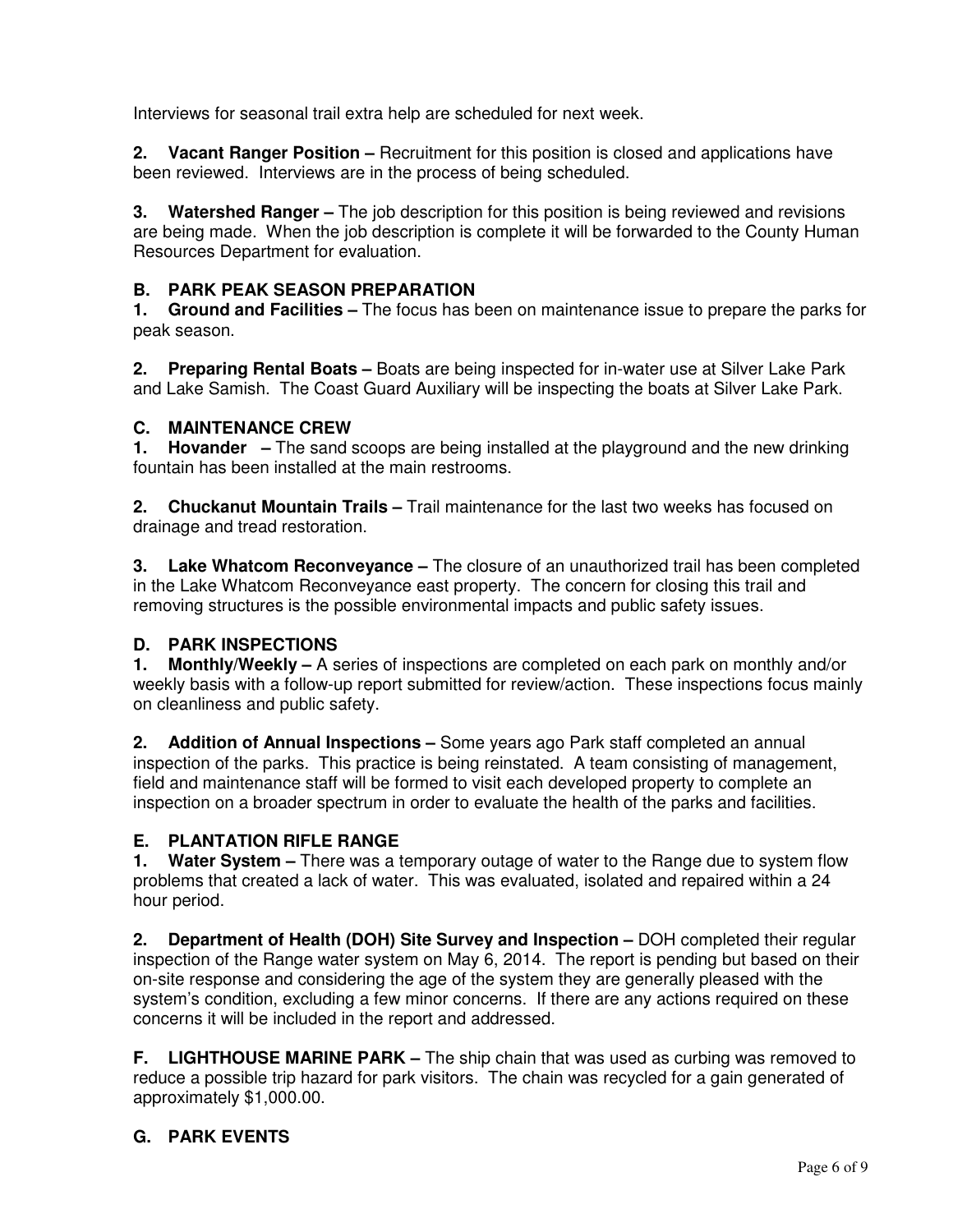Interviews for seasonal trail extra help are scheduled for next week.

**2. Vacant Ranger Position –** Recruitment for this position is closed and applications have been reviewed. Interviews are in the process of being scheduled.

**3. Watershed Ranger –** The job description for this position is being reviewed and revisions are being made. When the job description is complete it will be forwarded to the County Human Resources Department for evaluation.

## B. PARK PEAK SEASON PREPARATION

**1. Ground and Facilities –** The focus has been on maintenance issue to prepare the parks for peak season.

**2. Preparing Rental Boats –** Boats are being inspected for in-water use at Silver Lake Park and Lake Samish. The Coast Guard Auxiliary will be inspecting the boats at Silver Lake Park.

## C. MAINTENANCE CREW

**1. Hovander –** The sand scoops are being installed at the playground and the new drinking fountain has been installed at the main restrooms.

**2. Chuckanut Mountain Trails –** Trail maintenance for the last two weeks has focused on drainage and tread restoration.

**3. Lake Whatcom Reconveyance –** The closure of an unauthorized trail has been completed in the Lake Whatcom Reconveyance east property. The concern for closing this trail and removing structures is the possible environmental impacts and public safety issues.

## D. PARK INSPECTIONS

**1. Monthly/Weekly –** A series of inspections are completed on each park on monthly and/or weekly basis with a follow-up report submitted for review/action. These inspections focus mainly on cleanliness and public safety.

**2. Addition of Annual Inspections –** Some years ago Park staff completed an annual inspection of the parks. This practice is being reinstated. A team consisting of management, field and maintenance staff will be formed to visit each developed property to complete an inspection on a broader spectrum in order to evaluate the health of the parks and facilities.

## E. PLANTATION RIFLE RANGE

**1. Water System –** There was a temporary outage of water to the Range due to system flow problems that created a lack of water. This was evaluated, isolated and repaired within a 24 hour period.

**2. Department of Health (DOH) Site Survey and Inspection –** DOH completed their regular inspection of the Range water system on May 6, 2014. The report is pending but based on their on-site response and considering the age of the system they are generally pleased with the system's condition, excluding a few minor concerns. If there are any actions required on these concerns it will be included in the report and addressed.

**F. LIGHTHOUSE MARINE PARK –** The ship chain that was used as curbing was removed to reduce a possible trip hazard for park visitors. The chain was recycled for a gain generated of approximately $1,000.00.

## G. PARK EVENTS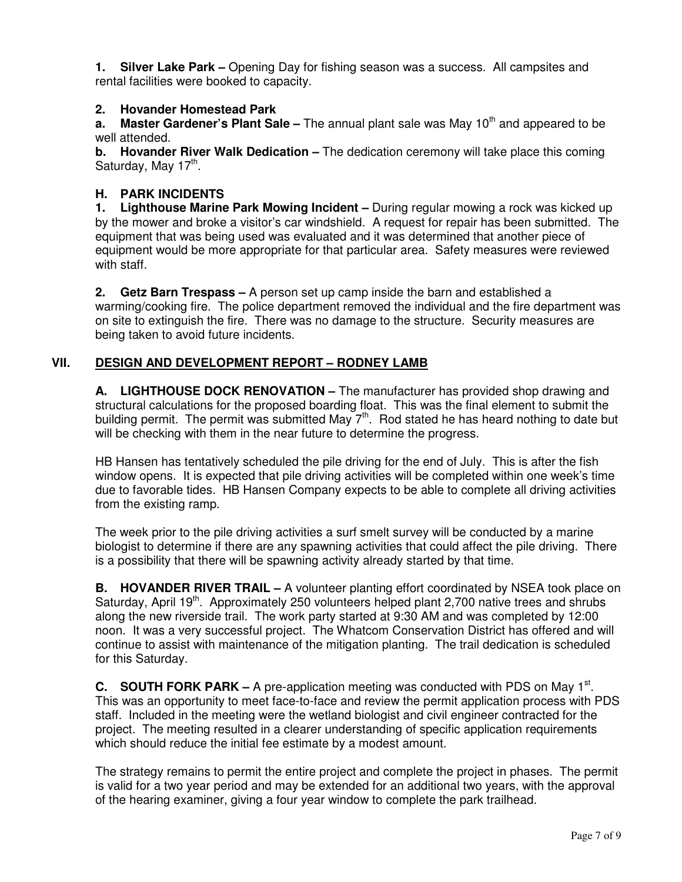**1. Silver Lake Park –** Opening Day for fishing season was a success. All campsites and rental facilities were booked to capacity.

**2. Hovander Homestead Park**

**a. Master Gardener's Plant Sale –** The annual plant sale was May 10th and appeared to be well attended.

**b. Hovander River Walk Dedication –** The dedication ceremony will take place this coming Saturday, May 17th.

### H. PARK INCIDENTS

**1. Lighthouse Marine Park Mowing Incident –** During regular mowing a rock was kicked up by the mower and broke a visitor's car windshield. A request for repair has been submitted. The equipment that was being used was evaluated and it was determined that another piece of equipment would be more appropriate for that particular area. Safety measures were reviewed with staff.

**2. Getz Barn Trespass –** A person set up camp inside the barn and established a warming/cooking fire. The police department removed the individual and the fire department was on site to extinguish the fire. There was no damage to the structure. Security measures are being taken to avoid future incidents.

## VII. DESIGN AND DEVELOPMENT REPORT – RODNEY LAMB

**A. LIGHTHOUSE DOCK RENOVATION –** The manufacturer has provided shop drawing and structural calculations for the proposed boarding float. This was the final element to submit the building permit. The permit was submitted May 7th. Rod stated he has heard nothing to date but will be checking with them in the near future to determine the progress.

HB Hansen has tentatively scheduled the pile driving for the end of July. This is after the fish window opens. It is expected that pile driving activities will be completed within one week's time due to favorable tides. HB Hansen Company expects to be able to complete all driving activities from the existing ramp.

The week prior to the pile driving activities a surf smelt survey will be conducted by a marine biologist to determine if there are any spawning activities that could affect the pile driving. There is a possibility that there will be spawning activity already started by that time.

**B. HOVANDER RIVER TRAIL –** A volunteer planting effort coordinated by NSEA took place on Saturday, April 19th. Approximately 250 volunteers helped plant 2,700 native trees and shrubs along the new riverside trail. The work party started at 9:30 AM and was completed by 12:00 noon. It was a very successful project. The Whatcom Conservation District has offered and will continue to assist with maintenance of the mitigation planting. The trail dedication is scheduled for this Saturday.

**C. SOUTH FORK PARK –** A pre-application meeting was conducted with PDS on May 1st. This was an opportunity to meet face-to-face and review the permit application process with PDS staff. Included in the meeting were the wetland biologist and civil engineer contracted for the project. The meeting resulted in a clearer understanding of specific application requirements which should reduce the initial fee estimate by a modest amount.

The strategy remains to permit the entire project and complete the project in phases. The permit is valid for a two year period and may be extended for an additional two years, with the approval of the hearing examiner, giving a four year window to complete the park trailhead.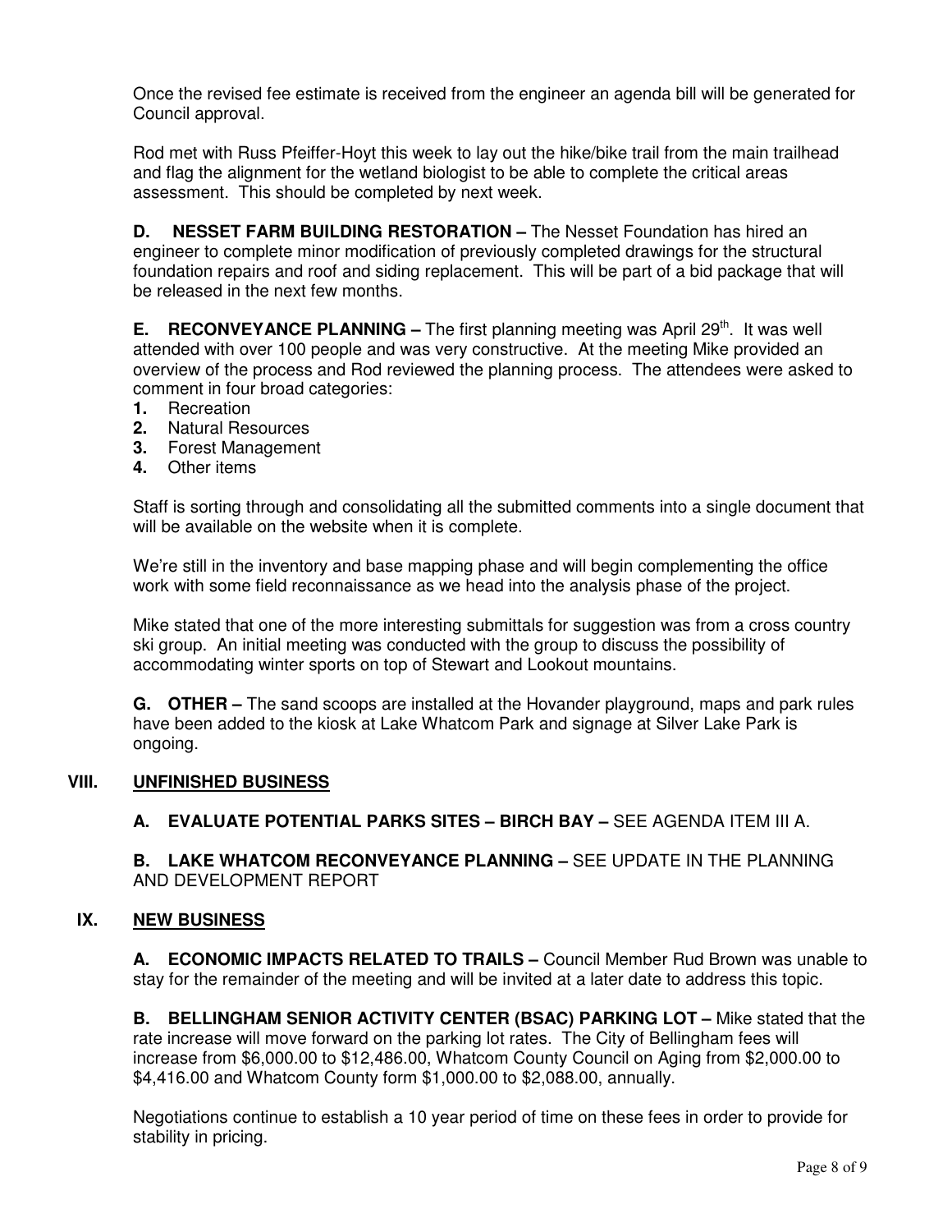Once the revised fee estimate is received from the engineer an agenda bill will be generated for Council approval.

Rod met with Russ Pfeiffer-Hoyt this week to lay out the hike/bike trail from the main trailhead and flag the alignment for the wetland biologist to be able to complete the critical areas assessment. This should be completed by next week.

**D. NESSET FARM BUILDING RESTORATION –** The Nesset Foundation has hired an engineer to complete minor modification of previously completed drawings for the structural foundation repairs and roof and siding replacement. This will be part of a bid package that will be released in the next few months.

**E. RECONVEYANCE PLANNING –** The first planning meeting was April 29th. It was well attended with over 100 people and was very constructive. At the meeting Mike provided an overview of the process and Rod reviewed the planning process. The attendees were asked to comment in four broad categories:

1. Recreation
2. Natural Resources
3. Forest Management
4. Other items

Staff is sorting through and consolidating all the submitted comments into a single document that will be available on the website when it is complete.

We're still in the inventory and base mapping phase and will begin complementing the office work with some field reconnaissance as we head into the analysis phase of the project.

Mike stated that one of the more interesting submittals for suggestion was from a cross country ski group. An initial meeting was conducted with the group to discuss the possibility of accommodating winter sports on top of Stewart and Lookout mountains.

**G. OTHER –** The sand scoops are installed at the Hovander playground, maps and park rules have been added to the kiosk at Lake Whatcom Park and signage at Silver Lake Park is ongoing.

## VIII. UNFINISHED BUSINESS

**A. EVALUATE POTENTIAL PARKS SITES – BIRCH BAY –** SEE AGENDA ITEM III A.

**B. LAKE WHATCOM RECONVEYANCE PLANNING –** SEE UPDATE IN THE PLANNING AND DEVELOPMENT REPORT

## IX. NEW BUSINESS

**A. ECONOMIC IMPACTS RELATED TO TRAILS –** Council Member Rud Brown was unable to stay for the remainder of the meeting and will be invited at a later date to address this topic.

**B. BELLINGHAM SENIOR ACTIVITY CENTER (BSAC) PARKING LOT –** Mike stated that the rate increase will move forward on the parking lot rates. The City of Bellingham fees will increase from $6,000.00 to $12,486.00, Whatcom County Council on Aging from $2,000.00 to $4,416.00 and Whatcom County form $1,000.00 to $2,088.00, annually.

Negotiations continue to establish a 10 year period of time on these fees in order to provide for stability in pricing.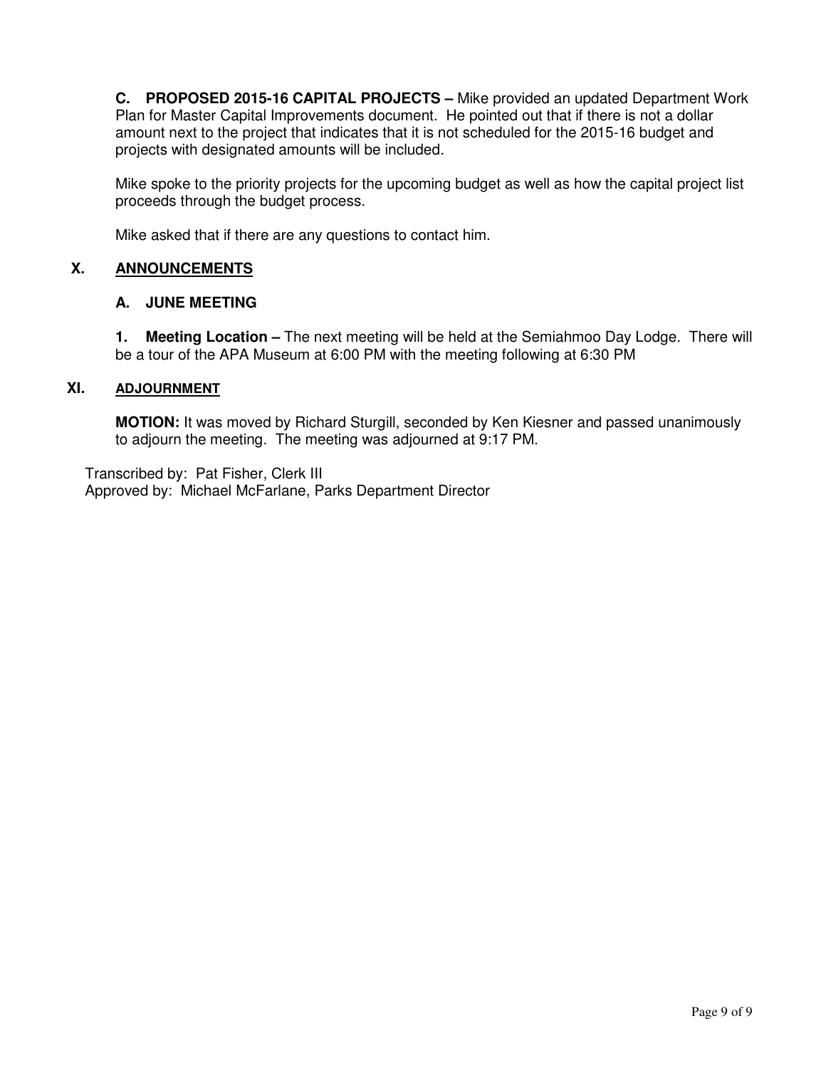**C. PROPOSED 2015-16 CAPITAL PROJECTS –** Mike provided an updated Department Work Plan for Master Capital Improvements document. He pointed out that if there is not a dollar amount next to the project that indicates that it is not scheduled for the 2015-16 budget and projects with designated amounts will be included.

Mike spoke to the priority projects for the upcoming budget as well as how the capital project list proceeds through the budget process.

Mike asked that if there are any questions to contact him.

## X. ANNOUNCEMENTS

### A. JUNE MEETING

**1. Meeting Location –** The next meeting will be held at the Semiahmoo Day Lodge. There will be a tour of the APA Museum at 6:00 PM with the meeting following at 6:30 PM

## XI. ADJOURNMENT

**MOTION:** It was moved by Richard Sturgill, seconded by Ken Kiesner and passed unanimously to adjourn the meeting. The meeting was adjourned at 9:17 PM.

Transcribed by: Pat Fisher, Clerk III
Approved by: Michael McFarlane, Parks Department Director